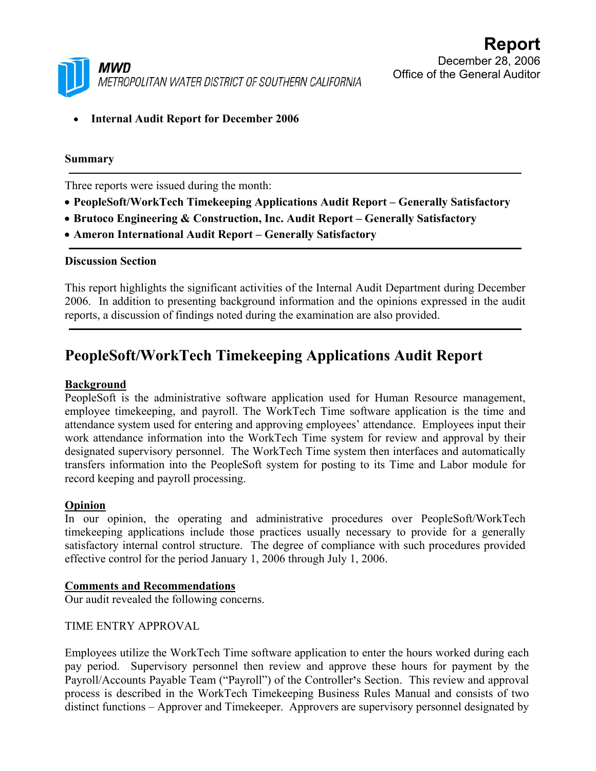**Report**
December 28, 2006
Office of the General Auditor

**MWD**
METROPOLITAN WATER DISTRICT OF SOUTHERN CALIFORNIA

- **Internal Audit Report for December 2006**

**Summary**

Three reports were issued during the month:

- **PeopleSoft/WorkTech Timekeeping Applications Audit Report – Generally Satisfactory**
- **Brutoco Engineering & Construction, Inc. Audit Report – Generally Satisfactory**
- **Ameron International Audit Report – Generally Satisfactory**

**Discussion Section**

This report highlights the significant activities of the Internal Audit Department during December 2006. In addition to presenting background information and the opinions expressed in the audit reports, a discussion of findings noted during the examination are also provided.

# PeopleSoft/WorkTech Timekeeping Applications Audit Report

**Background**

PeopleSoft is the administrative software application used for Human Resource management, employee timekeeping, and payroll. The WorkTech Time software application is the time and attendance system used for entering and approving employees' attendance. Employees input their work attendance information into the WorkTech Time system for review and approval by their designated supervisory personnel. The WorkTech Time system then interfaces and automatically transfers information into the PeopleSoft system for posting to its Time and Labor module for record keeping and payroll processing.

**Opinion**

In our opinion, the operating and administrative procedures over PeopleSoft/WorkTech timekeeping applications include those practices usually necessary to provide for a generally satisfactory internal control structure. The degree of compliance with such procedures provided effective control for the period January 1, 2006 through July 1, 2006.

**Comments and Recommendations**

Our audit revealed the following concerns.

TIME ENTRY APPROVAL

Employees utilize the WorkTech Time software application to enter the hours worked during each pay period. Supervisory personnel then review and approve these hours for payment by the Payroll/Accounts Payable Team ("Payroll") of the Controller's Section. This review and approval process is described in the WorkTech Timekeeping Business Rules Manual and consists of two distinct functions – Approver and Timekeeper. Approvers are supervisory personnel designated by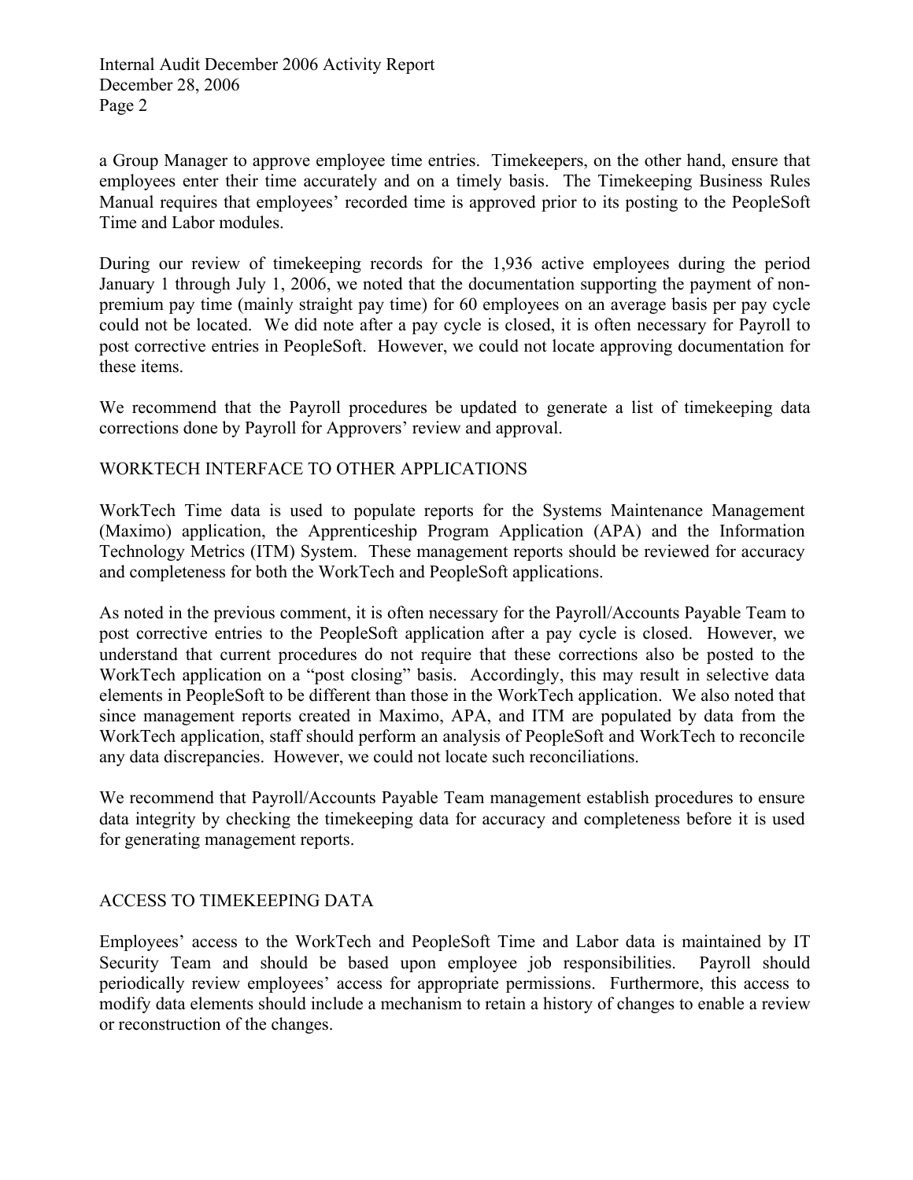a Group Manager to approve employee time entries. Timekeepers, on the other hand, ensure that employees enter their time accurately and on a timely basis. The Timekeeping Business Rules Manual requires that employees' recorded time is approved prior to its posting to the PeopleSoft Time and Labor modules.

During our review of timekeeping records for the 1,936 active employees during the period January 1 through July 1, 2006, we noted that the documentation supporting the payment of non-premium pay time (mainly straight pay time) for 60 employees on an average basis per pay cycle could not be located. We did note after a pay cycle is closed, it is often necessary for Payroll to post corrective entries in PeopleSoft. However, we could not locate approving documentation for these items.

We recommend that the Payroll procedures be updated to generate a list of timekeeping data corrections done by Payroll for Approvers' review and approval.

## WORKTECH INTERFACE TO OTHER APPLICATIONS

WorkTech Time data is used to populate reports for the Systems Maintenance Management (Maximo) application, the Apprenticeship Program Application (APA) and the Information Technology Metrics (ITM) System. These management reports should be reviewed for accuracy and completeness for both the WorkTech and PeopleSoft applications.

As noted in the previous comment, it is often necessary for the Payroll/Accounts Payable Team to post corrective entries to the PeopleSoft application after a pay cycle is closed. However, we understand that current procedures do not require that these corrections also be posted to the WorkTech application on a "post closing" basis. Accordingly, this may result in selective data elements in PeopleSoft to be different than those in the WorkTech application. We also noted that since management reports created in Maximo, APA, and ITM are populated by data from the WorkTech application, staff should perform an analysis of PeopleSoft and WorkTech to reconcile any data discrepancies. However, we could not locate such reconciliations.

We recommend that Payroll/Accounts Payable Team management establish procedures to ensure data integrity by checking the timekeeping data for accuracy and completeness before it is used for generating management reports.

## ACCESS TO TIMEKEEPING DATA

Employees' access to the WorkTech and PeopleSoft Time and Labor data is maintained by IT Security Team and should be based upon employee job responsibilities. Payroll should periodically review employees' access for appropriate permissions. Furthermore, this access to modify data elements should include a mechanism to retain a history of changes to enable a review or reconstruction of the changes.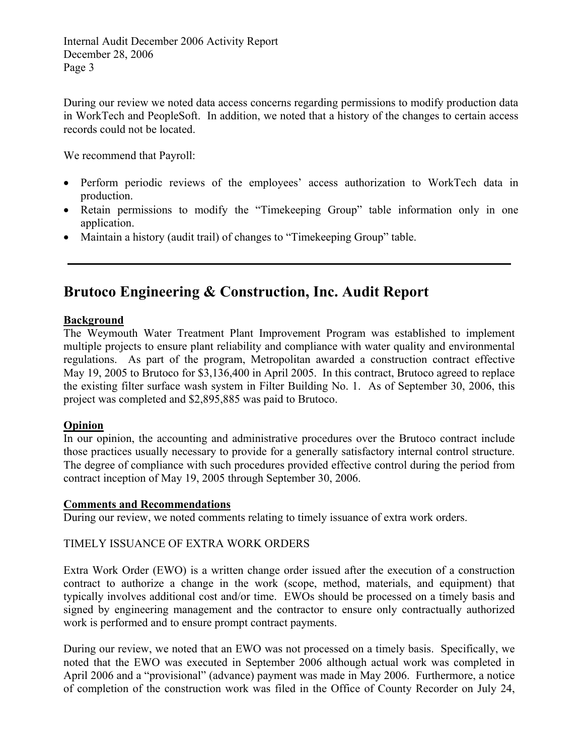During our review we noted data access concerns regarding permissions to modify production data in WorkTech and PeopleSoft. In addition, we noted that a history of the changes to certain access records could not be located.

We recommend that Payroll:

- Perform periodic reviews of the employees' access authorization to WorkTech data in production.
- Retain permissions to modify the "Timekeeping Group" table information only in one application.
- Maintain a history (audit trail) of changes to "Timekeeping Group" table.

---

# Brutoco Engineering & Construction, Inc. Audit Report

**Background**

The Weymouth Water Treatment Plant Improvement Program was established to implement multiple projects to ensure plant reliability and compliance with water quality and environmental regulations. As part of the program, Metropolitan awarded a construction contract effective May 19, 2005 to Brutoco for $3,136,400 in April 2005. In this contract, Brutoco agreed to replace the existing filter surface wash system in Filter Building No. 1. As of September 30, 2006, this project was completed and $2,895,885 was paid to Brutoco.

**Opinion**

In our opinion, the accounting and administrative procedures over the Brutoco contract include those practices usually necessary to provide for a generally satisfactory internal control structure. The degree of compliance with such procedures provided effective control during the period from contract inception of May 19, 2005 through September 30, 2006.

**Comments and Recommendations**

During our review, we noted comments relating to timely issuance of extra work orders.

TIMELY ISSUANCE OF EXTRA WORK ORDERS

Extra Work Order (EWO) is a written change order issued after the execution of a construction contract to authorize a change in the work (scope, method, materials, and equipment) that typically involves additional cost and/or time. EWOs should be processed on a timely basis and signed by engineering management and the contractor to ensure only contractually authorized work is performed and to ensure prompt contract payments.

During our review, we noted that an EWO was not processed on a timely basis. Specifically, we noted that the EWO was executed in September 2006 although actual work was completed in April 2006 and a "provisional" (advance) payment was made in May 2006. Furthermore, a notice of completion of the construction work was filed in the Office of County Recorder on July 24,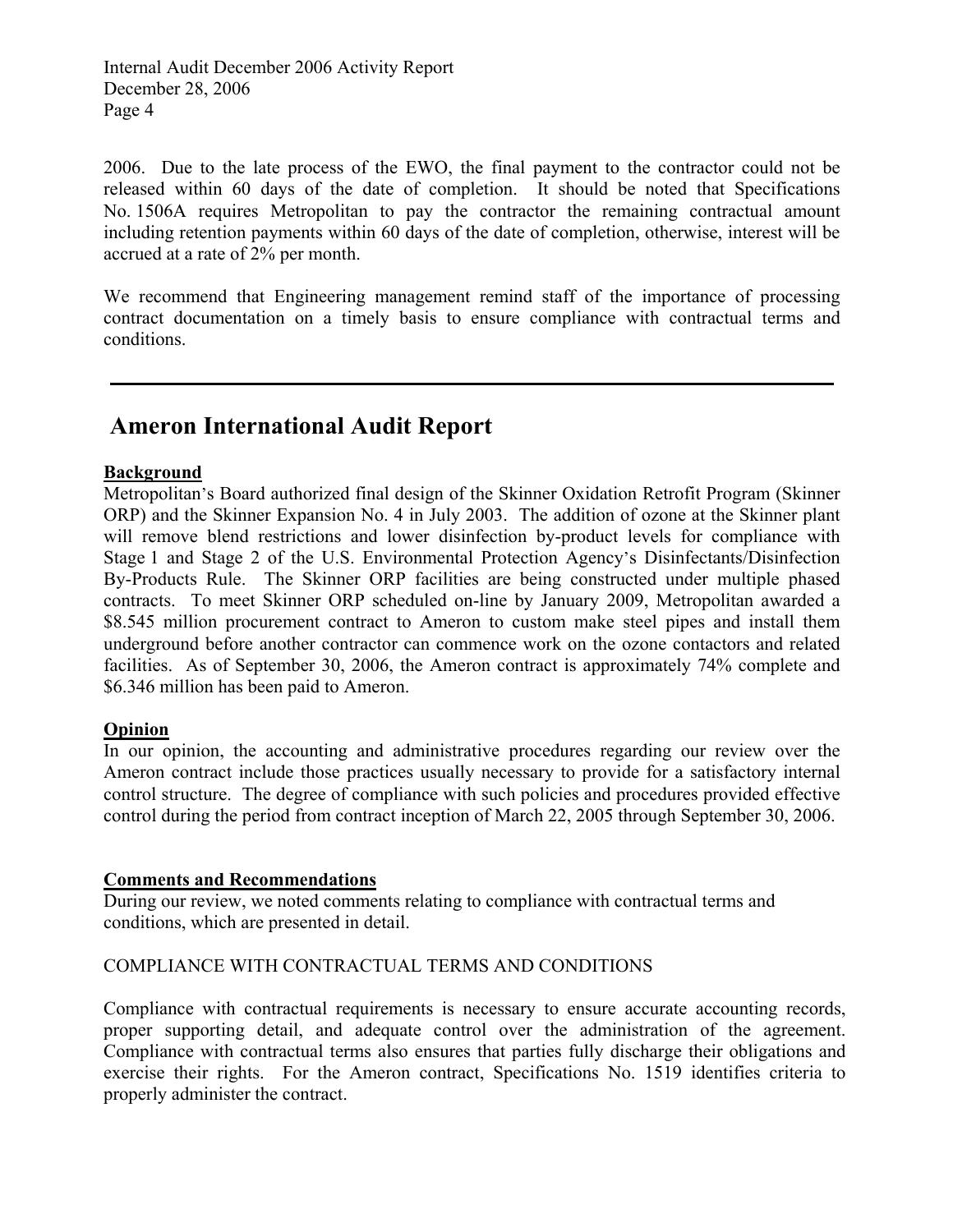2006. Due to the late process of the EWO, the final payment to the contractor could not be released within 60 days of the date of completion. It should be noted that Specifications No. 1506A requires Metropolitan to pay the contractor the remaining contractual amount including retention payments within 60 days of the date of completion, otherwise, interest will be accrued at a rate of 2% per month.

We recommend that Engineering management remind staff of the importance of processing contract documentation on a timely basis to ensure compliance with contractual terms and conditions.

---

# Ameron International Audit Report

**Background**

Metropolitan's Board authorized final design of the Skinner Oxidation Retrofit Program (Skinner ORP) and the Skinner Expansion No. 4 in July 2003. The addition of ozone at the Skinner plant will remove blend restrictions and lower disinfection by-product levels for compliance with Stage 1 and Stage 2 of the U.S. Environmental Protection Agency's Disinfectants/Disinfection By-Products Rule. The Skinner ORP facilities are being constructed under multiple phased contracts. To meet Skinner ORP scheduled on-line by January 2009, Metropolitan awarded a $8.545 million procurement contract to Ameron to custom make steel pipes and install them underground before another contractor can commence work on the ozone contactors and related facilities. As of September 30, 2006, the Ameron contract is approximately 74% complete and $6.346 million has been paid to Ameron.

**Opinion**

In our opinion, the accounting and administrative procedures regarding our review over the Ameron contract include those practices usually necessary to provide for a satisfactory internal control structure. The degree of compliance with such policies and procedures provided effective control during the period from contract inception of March 22, 2005 through September 30, 2006.

**Comments and Recommendations**

During our review, we noted comments relating to compliance with contractual terms and conditions, which are presented in detail.

COMPLIANCE WITH CONTRACTUAL TERMS AND CONDITIONS

Compliance with contractual requirements is necessary to ensure accurate accounting records, proper supporting detail, and adequate control over the administration of the agreement. Compliance with contractual terms also ensures that parties fully discharge their obligations and exercise their rights. For the Ameron contract, Specifications No. 1519 identifies criteria to properly administer the contract.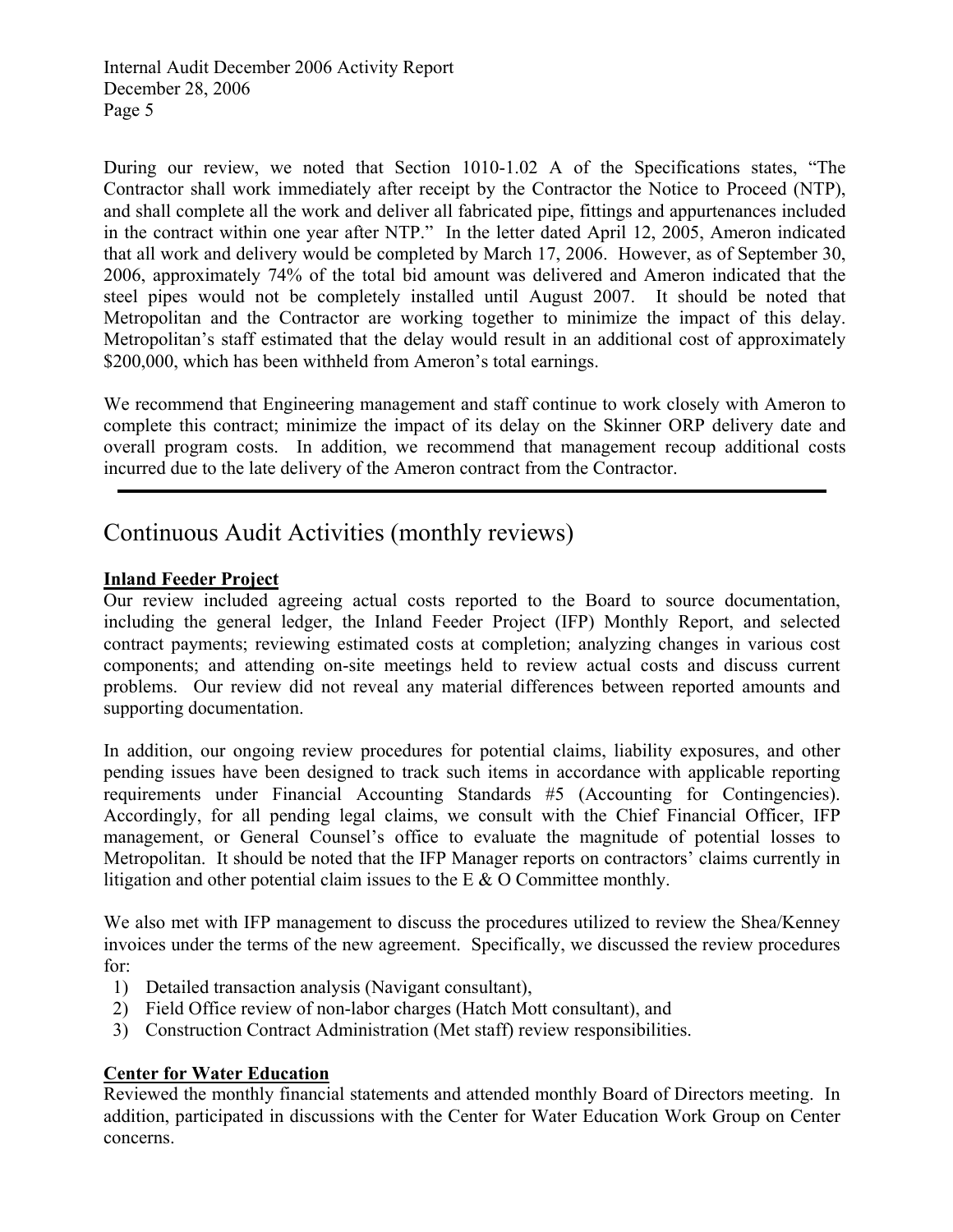During our review, we noted that Section 1010-1.02 A of the Specifications states, "The Contractor shall work immediately after receipt by the Contractor the Notice to Proceed (NTP), and shall complete all the work and deliver all fabricated pipe, fittings and appurtenances included in the contract within one year after NTP." In the letter dated April 12, 2005, Ameron indicated that all work and delivery would be completed by March 17, 2006. However, as of September 30, 2006, approximately 74% of the total bid amount was delivered and Ameron indicated that the steel pipes would not be completely installed until August 2007. It should be noted that Metropolitan and the Contractor are working together to minimize the impact of this delay. Metropolitan's staff estimated that the delay would result in an additional cost of approximately $200,000, which has been withheld from Ameron's total earnings.

We recommend that Engineering management and staff continue to work closely with Ameron to complete this contract; minimize the impact of its delay on the Skinner ORP delivery date and overall program costs. In addition, we recommend that management recoup additional costs incurred due to the late delivery of the Ameron contract from the Contractor.

---

## Continuous Audit Activities (monthly reviews)

**Inland Feeder Project**

Our review included agreeing actual costs reported to the Board to source documentation, including the general ledger, the Inland Feeder Project (IFP) Monthly Report, and selected contract payments; reviewing estimated costs at completion; analyzing changes in various cost components; and attending on-site meetings held to review actual costs and discuss current problems. Our review did not reveal any material differences between reported amounts and supporting documentation.

In addition, our ongoing review procedures for potential claims, liability exposures, and other pending issues have been designed to track such items in accordance with applicable reporting requirements under Financial Accounting Standards #5 (Accounting for Contingencies). Accordingly, for all pending legal claims, we consult with the Chief Financial Officer, IFP management, or General Counsel's office to evaluate the magnitude of potential losses to Metropolitan. It should be noted that the IFP Manager reports on contractors' claims currently in litigation and other potential claim issues to the E & O Committee monthly.

We also met with IFP management to discuss the procedures utilized to review the Shea/Kenney invoices under the terms of the new agreement. Specifically, we discussed the review procedures for:

1) Detailed transaction analysis (Navigant consultant),
2) Field Office review of non-labor charges (Hatch Mott consultant), and
3) Construction Contract Administration (Met staff) review responsibilities.

**Center for Water Education**

Reviewed the monthly financial statements and attended monthly Board of Directors meeting. In addition, participated in discussions with the Center for Water Education Work Group on Center concerns.